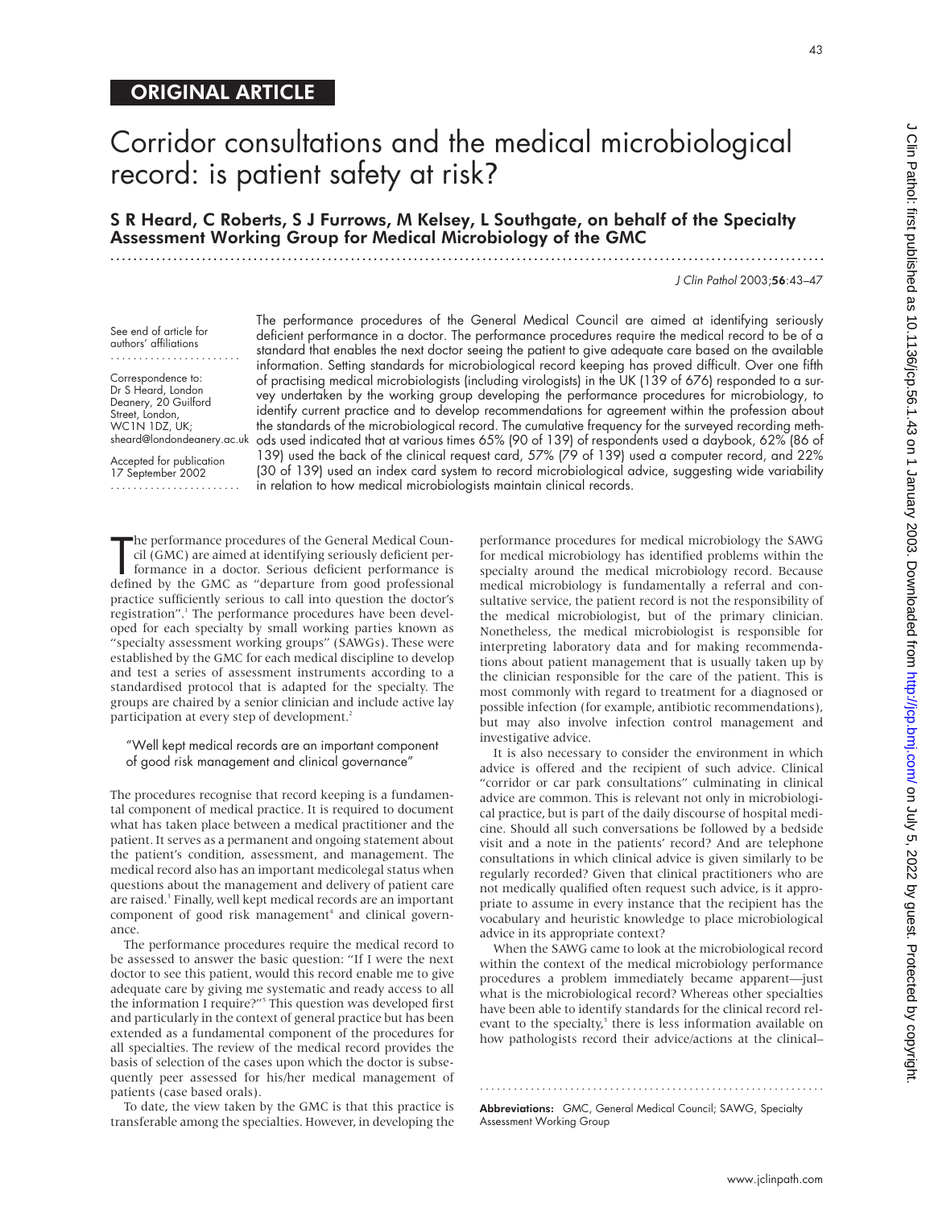ORIGINAL ARTICLE

# Corridor consultations and the medical microbiological record: is patient safety at risk?

**S R Heard, C Roberts, S J Furrows, M Kelsey, L Southgate, on behalf of the Specialty Assessment Working Group for Medical Microbiology of the GMC**

See end of article for authors' affiliations

Correspondence to: Dr S Heard, London Deanery, 20 Guilford Street, London, WC1N 1DZ, UK; sheard@londondeanery.ac.uk

Accepted for publication 17 September 2002

The performance procedures of the General Medical Council are aimed at identifying seriously deficient performance in a doctor. The performance procedures require the medical record to be of a standard that enables the next doctor seeing the patient to give adequate care based on the available information. Setting standards for microbiological record keeping has proved difficult. Over one fifth of practising medical microbiologists (including virologists) in the UK (139 of 676) responded to a survey undertaken by the working group developing the performance procedures for microbiology, to identify current practice and to develop recommendations for agreement within the profession about the standards of the microbiological record. The cumulative frequency for the surveyed recording methods used indicated that at various times 65% (90 of 139) of respondents used a daybook, 62% (86 of 139) used the back of the clinical request card, 57% (79 of 139) used a computer record, and 22% (30 of 139) used an index card system to record microbiological advice, suggesting wide variability in relation to how medical microbiologists maintain clinical records.

The performance procedures of the General Medical Council (GMC) are aimed at identifying seriously deficient performance in a doctor. Serious deficient performance is defined by the GMC as "departure from good professional practice sufficiently serious to call into question the doctor's registration".[1] The performance procedures have been developed for each specialty by small working parties known as "specialty assessment working groups" (SAWGs). These were established by the GMC for each medical discipline to develop and test a series of assessment instruments according to a standardised protocol that is adapted for the specialty. The groups are chaired by a senior clinician and include active lay participation at every step of development.[2]

> "Well kept medical records are an important component of good risk management and clinical governance"

The procedures recognise that record keeping is a fundamental component of medical practice. It is required to document what has taken place between a medical practitioner and the patient. It serves as a permanent and ongoing statement about the patient's condition, assessment, and management. The medical record also has an important medicolegal status when questions about the management and delivery of patient care are raised.[3] Finally, well kept medical records are an important component of good risk management[4] and clinical governance.

The performance procedures require the medical record to be assessed to answer the basic question: "If I were the next doctor to see this patient, would this record enable me to give adequate care by giving me systematic and ready access to all the information I require?"[5] This question was developed first and particularly in the context of general practice but has been extended as a fundamental component of the procedures for all specialties. The review of the medical record provides the basis of selection of the cases upon which the doctor is subsequently peer assessed for his/her medical management of patients (case based orals).

To date, the view taken by the GMC is that this practice is transferable among the specialties. However, in developing the performance procedures for medical microbiology the SAWG for medical microbiology has identified problems within the specialty around the medical microbiology record. Because medical microbiology is fundamentally a referral and consultative service, the patient record is not the responsibility of the medical microbiologist, but of the primary clinician. Nonetheless, the medical microbiologist is responsible for interpreting laboratory data and for making recommendations about patient management that is usually taken up by the clinician responsible for the care of the patient. This is most commonly with regard to treatment for a diagnosed or possible infection (for example, antibiotic recommendations), but may also involve infection control management and investigative advice.

It is also necessary to consider the environment in which advice is offered and the recipient of such advice. Clinical "corridor or car park consultations" culminating in clinical advice are common. This is relevant not only in microbiological practice, but is part of the daily discourse of hospital medicine. Should all such conversations be followed by a bedside visit and a note in the patients' record? And are telephone consultations in which clinical advice is given similarly to be regularly recorded? Given that clinical practitioners who are not medically qualified often request such advice, is it appropriate to assume in every instance that the recipient has the vocabulary and heuristic knowledge to place microbiological advice in its appropriate context?

When the SAWG came to look at the microbiological record within the context of the medical microbiology performance procedures a problem immediately became apparent—just what is the microbiological record? Whereas other specialties have been able to identify standards for the clinical record relevant to the specialty,[5] there is less information available on how pathologists record their advice/actions at the clinical–

**Abbreviations:** GMC, General Medical Council; SAWG, Specialty Assessment Working Group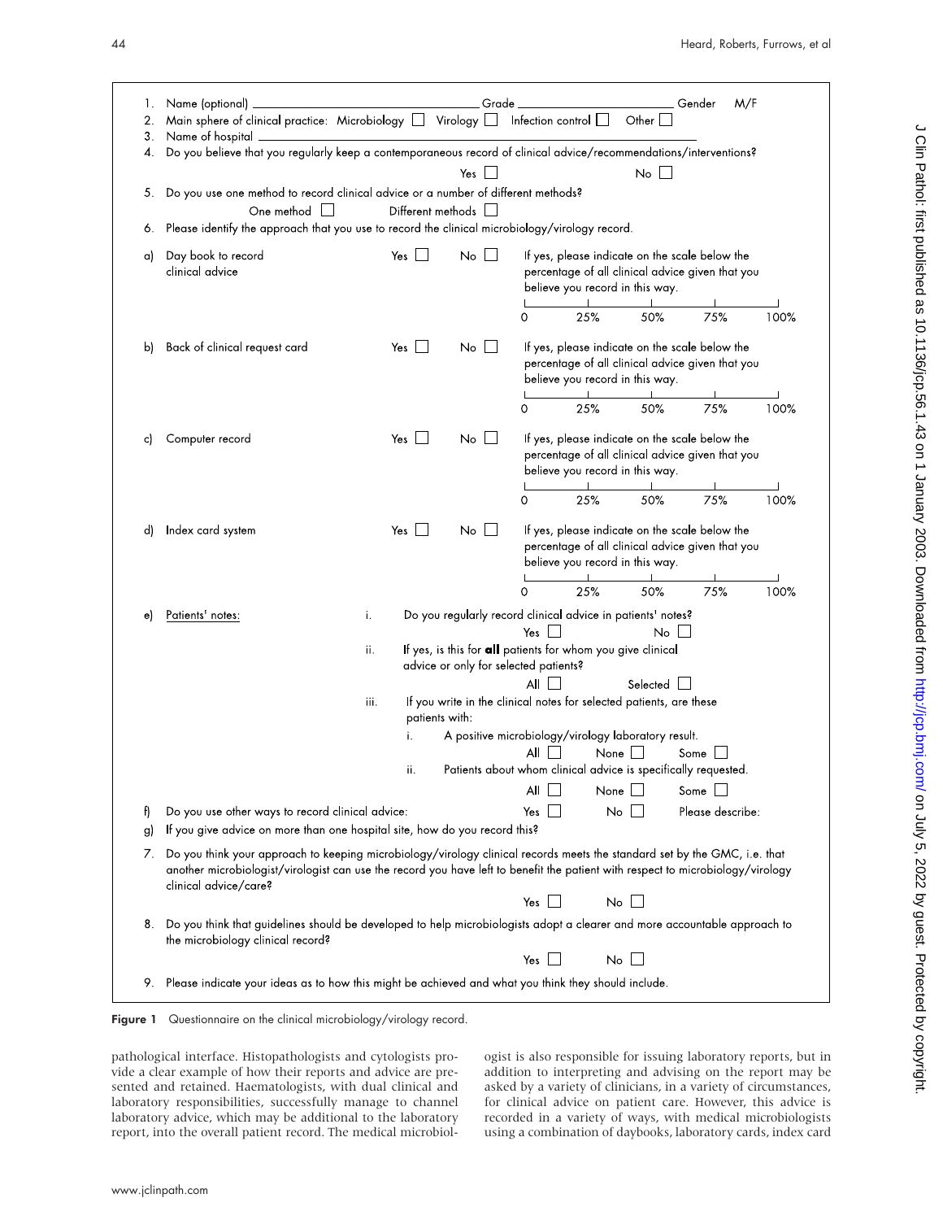1. Name (optional) ______________________ Grade ______________________ Gender M/F
2. Main sphere of clinical practice: Microbiology ☐ Virology ☐ Infection control ☐ Other ☐
3. Name of hospital ______________________
4. Do you believe that you regularly keep a contemporaneous record of clinical advice/recommendations/interventions?

   Yes ☐ No ☐

5. Do you use one method to record clinical advice or a number of different methods?

   One method ☐ Different methods ☐

6. Please identify the approach that you use to record the clinical microbiology/virology record.

   a) Day book to record clinical advice — Yes ☐ No ☐ — If yes, please indicate on the scale below the percentage of all clinical advice given that you believe you record in this way.

   0 — 25% — 50% — 75% — 100%

   b) Back of clinical request card — Yes ☐ No ☐ — If yes, please indicate on the scale below the percentage of all clinical advice given that you believe you record in this way.

   0 — 25% — 50% — 75% — 100%

   c) Computer record — Yes ☐ No ☐ — If yes, please indicate on the scale below the percentage of all clinical advice given that you believe you record in this way.

   0 — 25% — 50% — 75% — 100%

   d) Index card system — Yes ☐ No ☐ — If yes, please indicate on the scale below the percentage of all clinical advice given that you believe you record in this way.

   0 — 25% — 50% — 75% — 100%

   e) Patients' notes:

   i. Do you regularly record clinical advice in patients' notes?

   Yes ☐ No ☐

   ii. If yes, is this for **all** patients for whom you give clinical advice or only for selected patients?

   All ☐ Selected ☐

   iii. If you write in the clinical notes for selected patients, are these patients with:

   i. A positive microbiology/virology laboratory result.

   All ☐ None ☐ Some ☐

   ii. Patients about whom clinical advice is specifically requested.

   All ☐ None ☐ Some ☐

   f) Do you use other ways to record clinical advice: Yes ☐ No ☐ Please describe:

   g) If you give advice on more than one hospital site, how do you record this?

7. Do you think your approach to keeping microbiology/virology clinical records meets the standard set by the GMC, i.e. that another microbiologist/virologist can use the record you have left to benefit the patient with respect to microbiology/virology clinical advice/care?

   Yes ☐ No ☐

8. Do you think that guidelines should be developed to help microbiologists adopt a clearer and more accountable approach to the microbiology clinical record?

   Yes ☐ No ☐

9. Please indicate your ideas as to how this might be achieved and what you think they should include.

**Figure 1** Questionnaire on the clinical microbiology/virology record.

pathological interface. Histopathologists and cytologists provide a clear example of how their reports and advice are presented and retained. Haematologists, with dual clinical and laboratory responsibilities, successfully manage to channel laboratory advice, which may be additional to the laboratory report, into the overall patient record. The medical microbiologist is also responsible for issuing laboratory reports, but in addition to interpreting and advising on the report may be asked by a variety of clinicians, in a variety of circumstances, for clinical advice on patient care. However, this advice is recorded in a variety of ways, with medical microbiologists using a combination of daybooks, laboratory cards, index card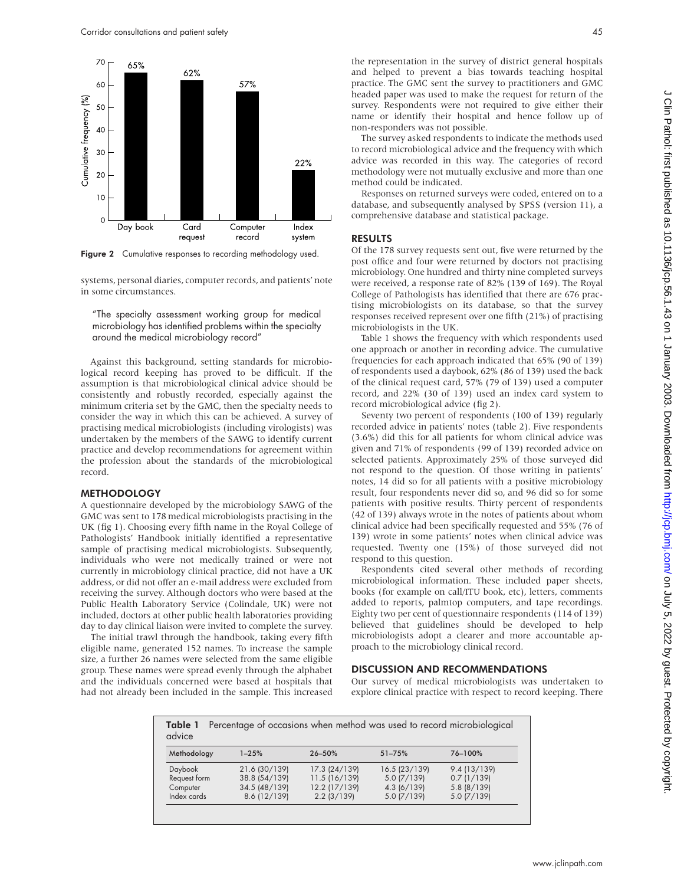70
60
50
40
30
20
10
0
Cumulative frequency (%)
65%
62%
57%
22%
Day book
Card request
Computer record
Index system

**Figure 2** Cumulative responses to recording methodology used.

systems, personal diaries, computer records, and patients' note in some circumstances.

> "The specialty assessment working group for medical microbiology has identified problems within the specialty around the medical microbiology record"

Against this background, setting standards for microbiological record keeping has proved to be difficult. If the assumption is that microbiological clinical advice should be consistently and robustly recorded, especially against the minimum criteria set by the GMC, then the specialty needs to consider the way in which this can be achieved. A survey of practising medical microbiologists (including virologists) was undertaken by the members of the SAWG to identify current practice and develop recommendations for agreement within the profession about the standards of the microbiological record.

## METHODOLOGY

A questionnaire developed by the microbiology SAWG of the GMC was sent to 178 medical microbiologists practising in the UK (fig 1). Choosing every fifth name in the Royal College of Pathologists' Handbook initially identified a representative sample of practising medical microbiologists. Subsequently, individuals who were not medically trained or were not currently in microbiology clinical practice, did not have a UK address, or did not offer an e-mail address were excluded from receiving the survey. Although doctors who were based at the Public Health Laboratory Service (Colindale, UK) were not included, doctors at other public health laboratories providing day to day clinical liaison were invited to complete the survey.

The initial trawl through the handbook, taking every fifth eligible name, generated 152 names. To increase the sample size, a further 26 names were selected from the same eligible group. These names were spread evenly through the alphabet and the individuals concerned were based at hospitals that had not already been included in the sample. This increased the representation in the survey of district general hospitals and helped to prevent a bias towards teaching hospital practice. The GMC sent the survey to practitioners and GMC headed paper was used to make the request for return of the survey. Respondents were not required to give either their name or identify their hospital and hence follow up of non-responders was not possible.

The survey asked respondents to indicate the methods used to record microbiological advice and the frequency with which advice was recorded in this way. The categories of record methodology were not mutually exclusive and more than one method could be indicated.

Responses on returned surveys were coded, entered on to a database, and subsequently analysed by SPSS (version 11), a comprehensive database and statistical package.

## RESULTS

Of the 178 survey requests sent out, five were returned by the post office and four were returned by doctors not practising microbiology. One hundred and thirty nine completed surveys were received, a response rate of 82% (139 of 169). The Royal College of Pathologists has identified that there are 676 practising microbiologists on its database, so that the survey responses received represent over one fifth (21%) of practising microbiologists in the UK.

Table 1 shows the frequency with which respondents used one approach or another in recording advice. The cumulative frequencies for each approach indicated that 65% (90 of 139) of respondents used a daybook, 62% (86 of 139) used the back of the clinical request card, 57% (79 of 139) used a computer record, and 22% (30 of 139) used an index card system to record microbiological advice (fig 2).

Seventy two percent of respondents (100 of 139) regularly recorded advice in patients' notes (table 2). Five respondents (3.6%) did this for all patients for whom clinical advice was given and 71% of respondents (99 of 139) recorded advice on selected patients. Approximately 25% of those surveyed did not respond to the question. Of those writing in patients' notes, 14 did so for all patients with a positive microbiology result, four respondents never did so, and 96 did so for some patients with positive results. Thirty percent of respondents (42 of 139) always wrote in the notes of patients about whom clinical advice had been specifically requested and 55% (76 of 139) wrote in some patients' notes when clinical advice was requested. Twenty one (15%) of those surveyed did not respond to this question.

Respondents cited several other methods of recording microbiological information. These included paper sheets, books (for example on call/ITU book, etc), letters, comments added to reports, palmtop computers, and tape recordings. Eighty two per cent of questionnaire respondents (114 of 139) believed that guidelines should be developed to help microbiologists adopt a clearer and more accountable approach to the microbiology clinical record.

## DISCUSSION AND RECOMMENDATIONS

Our survey of medical microbiologists was undertaken to explore clinical practice with respect to record keeping. There

**Table 1** Percentage of occasions when method was used to record microbiological advice

| Methodology | 1–25% | 26–50% | 51–75% | 76–100% |
|---|---|---|---|---|
| Daybook | 21.6 (30/139) | 17.3 (24/139) | 16.5 (23/139) | 9.4 (13/139) |
| Request form | 38.8 (54/139) | 11.5 (16/139) | 5.0 (7/139) | 0.7 (1/139) |
| Computer | 34.5 (48/139) | 12.2 (17/139) | 4.3 (6/139) | 5.8 (8/139) |
| Index cards | 8.6 (12/139) | 2.2 (3/139) | 5.0 (7/139) | 5.0 (7/139) |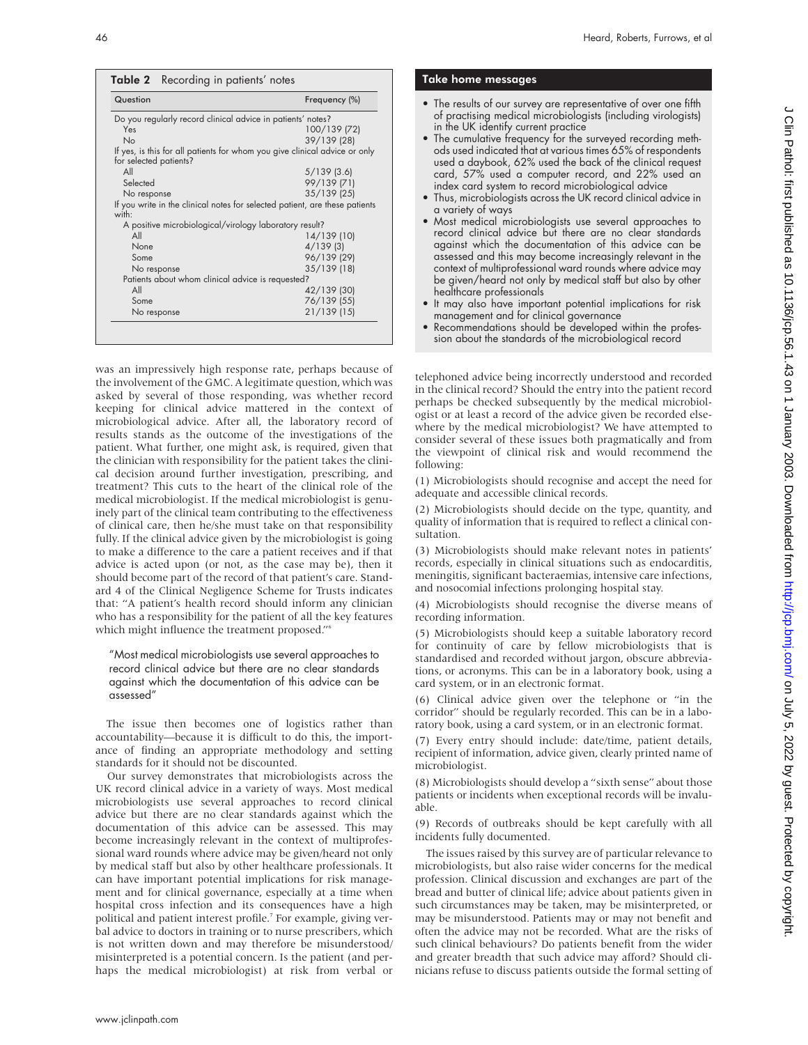**Table 2** Recording in patients' notes

| Question | Frequency (%) |
|---|---|
| Do you regularly record clinical advice in patients' notes? | |
| Yes | 100/139 (72) |
| No | 39/139 (28) |
| If yes, is this for all patients for whom you give clinical advice or only for selected patients? | |
| All | 5/139 (3.6) |
| Selected | 99/139 (71) |
| No response | 35/139 (25) |
| If you write in the clinical notes for selected patient, are these patients with: | |
| A positive microbiological/virology laboratory result? | |
| All | 14/139 (10) |
| None | 4/139 (3) |
| Some | 96/139 (29) |
| No response | 35/139 (18) |
| Patients about whom clinical advice is requested? | |
| All | 42/139 (30) |
| Some | 76/139 (55) |
| No response | 21/139 (15) |

was an impressively high response rate, perhaps because of the involvement of the GMC. A legitimate question, which was asked by several of those responding, was whether record keeping for clinical advice mattered in the context of microbiological advice. After all, the laboratory record of results stands as the outcome of the investigations of the patient. What further, one might ask, is required, given that the clinician with responsibility for the patient takes the clinical decision around further investigation, prescribing, and treatment? This cuts to the heart of the clinical role of the medical microbiologist. If the medical microbiologist is genuinely part of the clinical team contributing to the effectiveness of clinical care, then he/she must take on that responsibility fully. If the clinical advice given by the microbiologist is going to make a difference to the care a patient receives and if that advice is acted upon (or not, as the case may be), then it should become part of the record of that patient's care. Standard 4 of the Clinical Negligence Scheme for Trusts indicates that: "A patient's health record should inform any clinician who has a responsibility for the patient of all the key features which might influence the treatment proposed."[6]

> "Most medical microbiologists use several approaches to record clinical advice but there are no clear standards against which the documentation of this advice can be assessed"

The issue then becomes one of logistics rather than accountability—because it is difficult to do this, the importance of finding an appropriate methodology and setting standards for it should not be discounted.

Our survey demonstrates that microbiologists across the UK record clinical advice in a variety of ways. Most medical microbiologists use several approaches to record clinical advice but there are no clear standards against which the documentation of this advice can be assessed. This may become increasingly relevant in the context of multiprofessional ward rounds where advice may be given/heard not only by medical staff but also by other healthcare professionals. It can have important potential implications for risk management and for clinical governance, especially at a time when hospital cross infection and its consequences have a high political and patient interest profile.[7] For example, giving verbal advice to doctors in training or to nurse prescribers, which is not written down and may therefore be misunderstood/misinterpreted is a potential concern. Is the patient (and perhaps the medical microbiologist) at risk from verbal or telephoned advice being incorrectly understood and recorded in the clinical record? Should the entry into the patient record perhaps be checked subsequently by the medical microbiologist or at least a record of the advice given be recorded elsewhere by the medical microbiologist? We have attempted to consider several of these issues both pragmatically and from the viewpoint of clinical risk and would recommend the following:

(1) Microbiologists should recognise and accept the need for adequate and accessible clinical records.

(2) Microbiologists should decide on the type, quantity, and quality of information that is required to reflect a clinical consultation.

(3) Microbiologists should make relevant notes in patients' records, especially in clinical situations such as endocarditis, meningitis, significant bacteraemias, intensive care infections, and nosocomial infections prolonging hospital stay.

(4) Microbiologists should recognise the diverse means of recording information.

(5) Microbiologists should keep a suitable laboratory record for continuity of care by fellow microbiologists that is standardised and recorded without jargon, obscure abbreviations, or acronyms. This can be in a laboratory book, using a card system, or in an electronic format.

(6) Clinical advice given over the telephone or "in the corridor" should be regularly recorded. This can be in a laboratory book, using a card system, or in an electronic format.

(7) Every entry should include: date/time, patient details, recipient of information, advice given, clearly printed name of microbiologist.

(8) Microbiologists should develop a "sixth sense" about those patients or incidents when exceptional records will be invaluable.

(9) Records of outbreaks should be kept carefully with all incidents fully documented.

The issues raised by this survey are of particular relevance to microbiologists, but also raise wider concerns for the medical profession. Clinical discussion and exchanges are part of the bread and butter of clinical life; advice about patients given in such circumstances may be taken, may be misinterpreted, or may be misunderstood. Patients may or may not benefit and often the advice may not be recorded. What are the risks of such clinical behaviours? Do patients benefit from the wider and greater breadth that such advice may afford? Should clinicians refuse to discuss patients outside the formal setting of

### Take home messages

- The results of our survey are representative of over one fifth of practising medical microbiologists (including virologists) in the UK identify current practice
- The cumulative frequency for the surveyed recording methods used indicated that at various times 65% of respondents used a daybook, 62% used the back of the clinical request card, 57% used a computer record, and 22% used an index card system to record microbiological advice
- Thus, microbiologists across the UK record clinical advice in a variety of ways
- Most medical microbiologists use several approaches to record clinical advice but there are no clear standards against which the documentation of this advice can be assessed and this may become increasingly relevant in the context of multiprofessional ward rounds where advice may be given not only by medical staff but also by other healthcare professionals
- It may also have important potential implications for risk management and for clinical governance
- Recommendations should be developed within the profession about the standards of the microbiological record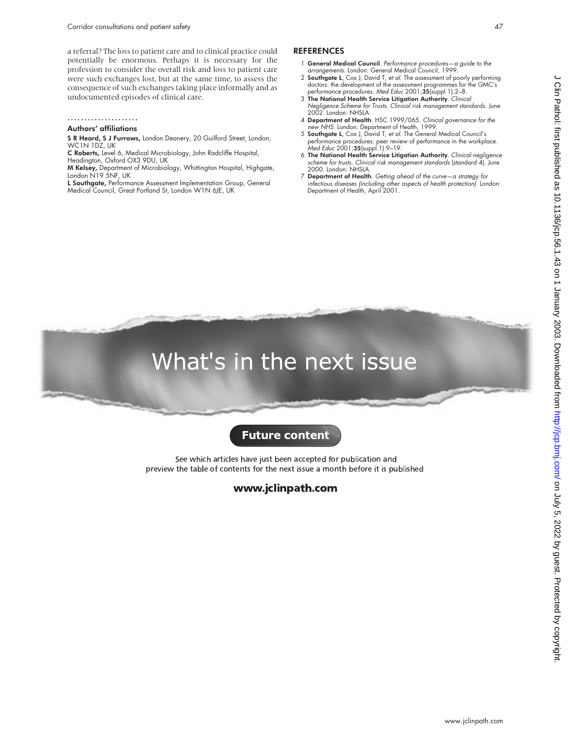a referral? The loss to patient care and to clinical practice could potentially be enormous. Perhaps it is necessary for the profession to consider the overall risk and loss to patient care were such exchanges lost, but at the same time, to assess the consequence of such exchanges taking place informally and as undocumented episodes of clinical care.

### Authors' affiliations

**S R Heard, S J Furrows,** London Deanery, 20 Guilford Street, London, WC1N 1DZ, UK

**C Roberts,** Level 6, Medical Microbiology, John Radcliffe Hospital, Headington, Oxford OX3 9DU, UK

**M Kelsey,** Department of Microbiology, Whittington Hospital, Highgate, London N19 5NF, UK

**L Southgate,** Performance Assessment Implementation Group, General Medical Council, Great Portland St, London W1N 6JE, UK

## REFERENCES

1. **General Medical Council**. *Performance procedures—a guide to the arrangements*. London: General Medical Council, 1999.
2. **Southgate L**, Cox J, David T, *et al*. The assessment of poorly performing doctors: the development of the assessment programmes for the GMC's performance procedures. *Med Educ* 2001;**35**(suppl 1):2–8.
3. **The National Health Service Litigation Authority**. *Clinical Negligence Scheme for Trusts. Clinical risk management standards*. June 2002. London: NHSLA.
4. **Department of Health**. HSC 1999/065. *Clinical governance for the new NHS*. London: Department of Health, 1999.
5. **Southgate L**, Cox J, David T, *et al*. The General Medical Council's performance procedures: peer review of performance in the workplace. *Med Educ* 2001;**35**(suppl.1):9–19.
6. **The National Health Service Litigation Authority**. *Clinical negligence scheme for trusts. Clinical risk management standards* (standard 4). June 2000. London: NHSLA.
7. **Department of Health**. *Getting ahead of the curve—a strategy for infectious diseases (including other aspects of health protection)*. London: Department of Health, April 2001.

What's in the next issue

**Future content**

See which articles have just been accepted for publication and preview the table of contents for the next issue a month before it is published

**www.jclinpath.com**